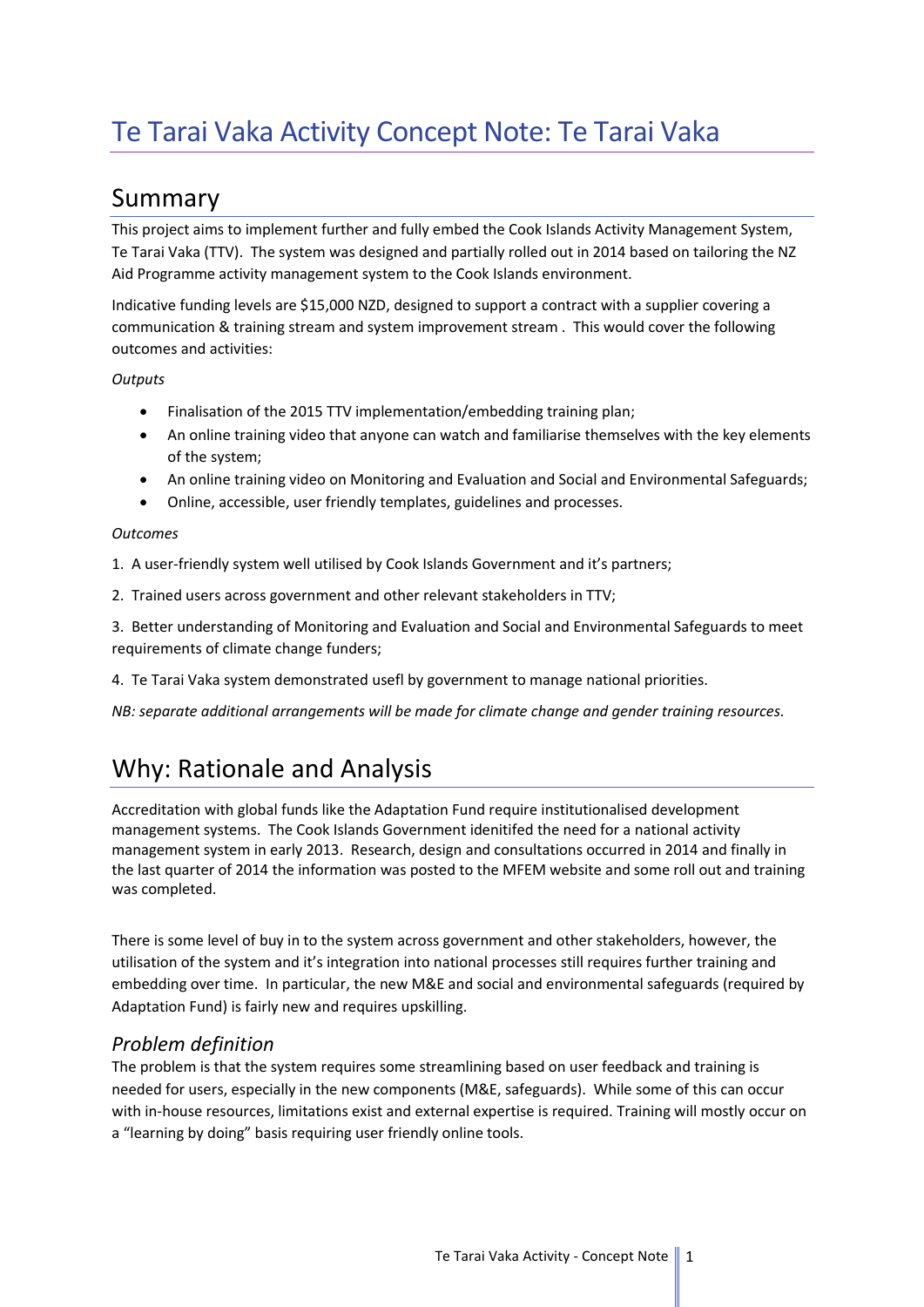# Te Tarai Vaka Activity Concept Note: Te Tarai Vaka

## Summary

This project aims to implement further and fully embed the Cook Islands Activity Management System, Te Tarai Vaka (TTV). The system was designed and partially rolled out in 2014 based on tailoring the NZ Aid Programme activity management system to the Cook Islands environment.

Indicative funding levels are $15,000 NZD, designed to support a contract with a supplier covering a communication & training stream and system improvement stream . This would cover the following outcomes and activities:

*Outputs*

- Finalisation of the 2015 TTV implementation/embedding training plan;
- An online training video that anyone can watch and familiarise themselves with the key elements of the system;
- An online training video on Monitoring and Evaluation and Social and Environmental Safeguards;
- Online, accessible, user friendly templates, guidelines and processes.

*Outcomes*

1. A user-friendly system well utilised by Cook Islands Government and it's partners;

2. Trained users across government and other relevant stakeholders in TTV;

3. Better understanding of Monitoring and Evaluation and Social and Environmental Safeguards to meet requirements of climate change funders;

4. Te Tarai Vaka system demonstrated usefl by government to manage national priorities.

*NB: separate additional arrangements will be made for climate change and gender training resources.*

## Why: Rationale and Analysis

Accreditation with global funds like the Adaptation Fund require institutionalised development management systems. The Cook Islands Government idenitifed the need for a national activity management system in early 2013. Research, design and consultations occurred in 2014 and finally in the last quarter of 2014 the information was posted to the MFEM website and some roll out and training was completed.

There is some level of buy in to the system across government and other stakeholders, however, the utilisation of the system and it's integration into national processes still requires further training and embedding over time. In particular, the new M&E and social and environmental safeguards (required by Adaptation Fund) is fairly new and requires upskilling.

### *Problem definition*

The problem is that the system requires some streamlining based on user feedback and training is needed for users, especially in the new components (M&E, safeguards). While some of this can occur with in-house resources, limitations exist and external expertise is required. Training will mostly occur on a "learning by doing" basis requiring user friendly online tools.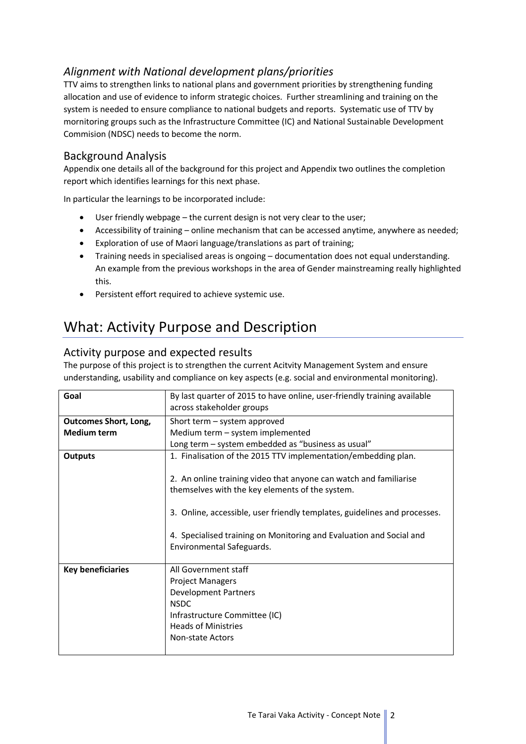### *Alignment with National development plans/priorities*

TTV aims to strengthen links to national plans and government priorities by strengthening funding allocation and use of evidence to inform strategic choices. Further streamlining and training on the system is needed to ensure compliance to national budgets and reports. Systematic use of TTV by mornitoring groups such as the Infrastructure Committee (IC) and National Sustainable Development Commision (NDSC) needs to become the norm.

### Background Analysis

Appendix one details all of the background for this project and Appendix two outlines the completion report which identifies learnings for this next phase.

In particular the learnings to be incorporated include:

- User friendly webpage – the current design is not very clear to the user;
- Accessibility of training – online mechanism that can be accessed anytime, anywhere as needed;
- Exploration of use of Maori language/translations as part of training;
- Training needs in specialised areas is ongoing – documentation does not equal understanding. An example from the previous workshops in the area of Gender mainstreaming really highlighted this.
- Persistent effort required to achieve systemic use.

## What: Activity Purpose and Description

### Activity purpose and expected results

The purpose of this project is to strengthen the current Acitvity Management System and ensure understanding, usability and compliance on key aspects (e.g. social and environmental monitoring).

| | |
|---|---|
| **Goal** | By last quarter of 2015 to have online, user-friendly training available across stakeholder groups |
| **Outcomes Short, Long, Medium term** | Short term – system approved<br>Medium term – system implemented<br>Long term – system embedded as "business as usual" |
| **Outputs** | 1. Finalisation of the 2015 TTV implementation/embedding plan.<br><br>2. An online training video that anyone can watch and familiarise themselves with the key elements of the system.<br><br>3. Online, accessible, user friendly templates, guidelines and processes.<br><br>4. Specialised training on Monitoring and Evaluation and Social and Environmental Safeguards. |
| **Key beneficiaries** | All Government staff<br>Project Managers<br>Development Partners<br>NSDC<br>Infrastructure Committee (IC)<br>Heads of Ministries<br>Non-state Actors |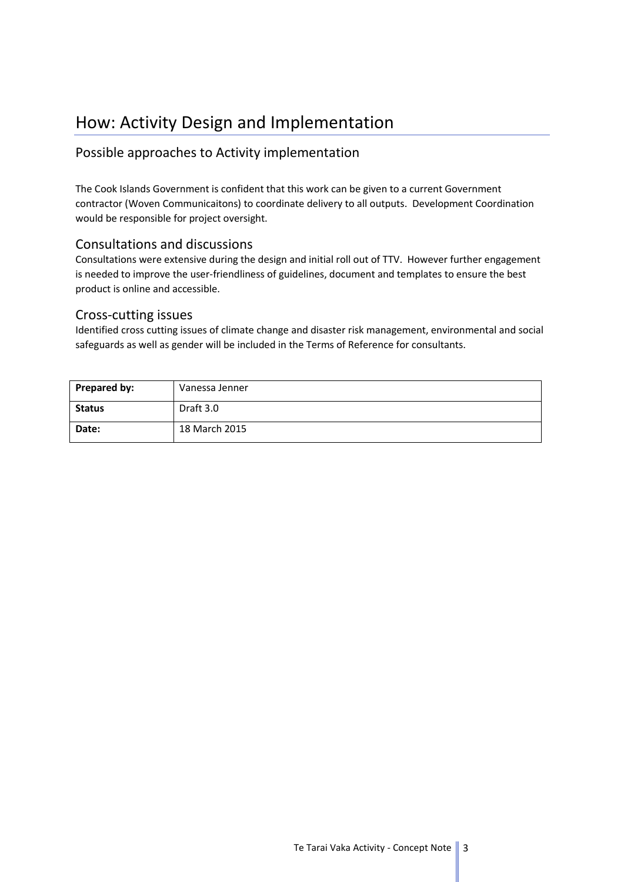# How: Activity Design and Implementation

## Possible approaches to Activity implementation

The Cook Islands Government is confident that this work can be given to a current Government contractor (Woven Communicaitons) to coordinate delivery to all outputs. Development Coordination would be responsible for project oversight.

## Consultations and discussions

Consultations were extensive during the design and initial roll out of TTV. However further engagement is needed to improve the user-friendliness of guidelines, document and templates to ensure the best product is online and accessible.

## Cross-cutting issues

Identified cross cutting issues of climate change and disaster risk management, environmental and social safeguards as well as gender will be included in the Terms of Reference for consultants.

| | |
|---|---|
| **Prepared by:** | Vanessa Jenner |
| **Status** | Draft 3.0 |
| **Date:** | 18 March 2015 |